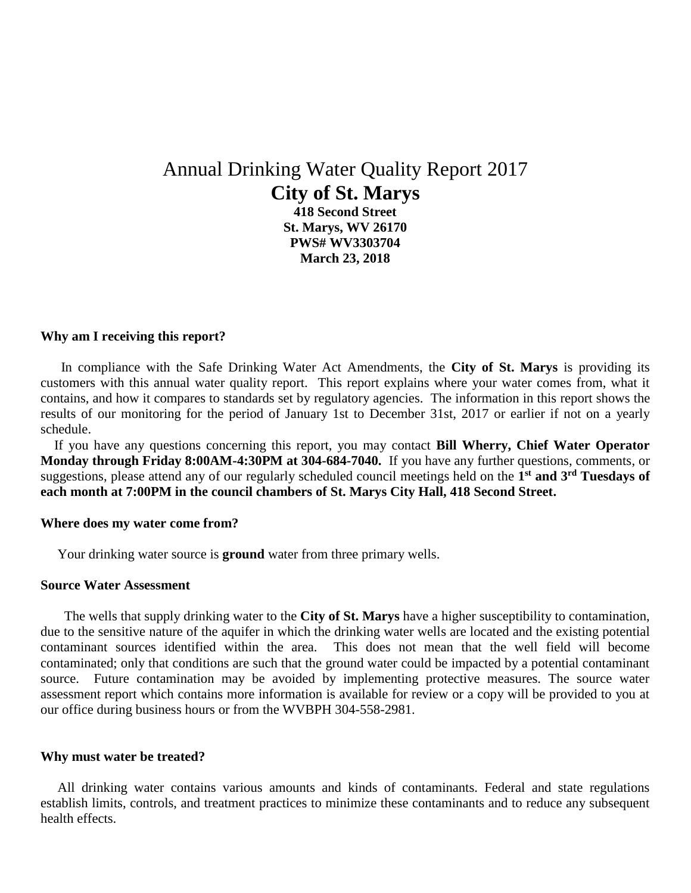# Annual Drinking Water Quality Report 2017

## City of St. Marys

**418 Second Street**
**St. Marys, WV 26170**
**PWS# WV3303704**
**March 23, 2018**

### Why am I receiving this report?

In compliance with the Safe Drinking Water Act Amendments, the **City of St. Marys** is providing its customers with this annual water quality report. This report explains where your water comes from, what it contains, and how it compares to standards set by regulatory agencies. The information in this report shows the results of our monitoring for the period of January 1st to December 31st, 2017 or earlier if not on a yearly schedule.

If you have any questions concerning this report, you may contact **Bill Wherry, Chief Water Operator Monday through Friday 8:00AM-4:30PM at 304-684-7040.** If you have any further questions, comments, or suggestions, please attend any of our regularly scheduled council meetings held on the **1st and 3rd Tuesdays of each month at 7:00PM in the council chambers of St. Marys City Hall, 418 Second Street.**

### Where does my water come from?

Your drinking water source is **ground** water from three primary wells.

### Source Water Assessment

The wells that supply drinking water to the **City of St. Marys** have a higher susceptibility to contamination, due to the sensitive nature of the aquifer in which the drinking water wells are located and the existing potential contaminant sources identified within the area. This does not mean that the well field will become contaminated; only that conditions are such that the ground water could be impacted by a potential contaminant source. Future contamination may be avoided by implementing protective measures. The source water assessment report which contains more information is available for review or a copy will be provided to you at our office during business hours or from the WVBPH 304-558-2981.

### Why must water be treated?

All drinking water contains various amounts and kinds of contaminants. Federal and state regulations establish limits, controls, and treatment practices to minimize these contaminants and to reduce any subsequent health effects.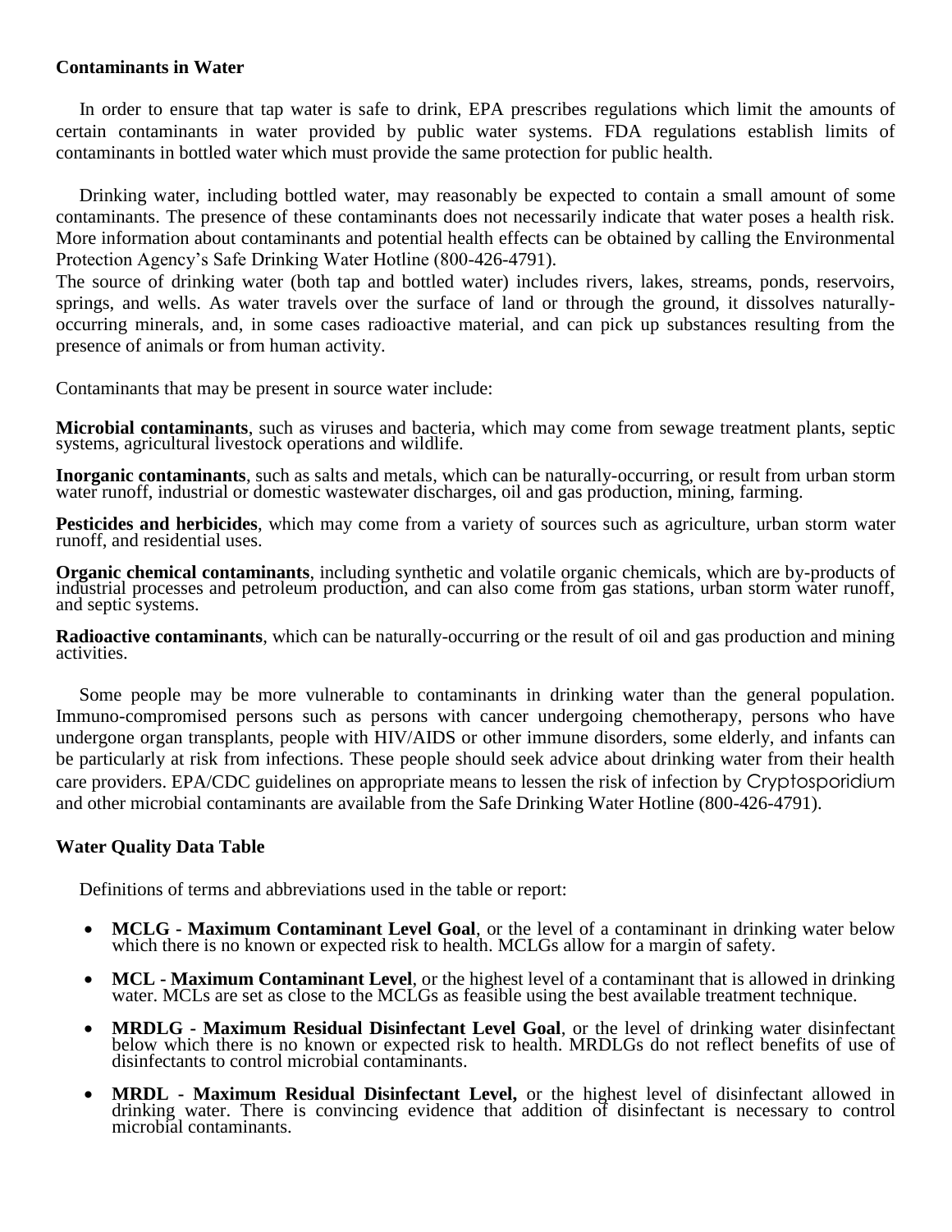**Contaminants in Water**

In order to ensure that tap water is safe to drink, EPA prescribes regulations which limit the amounts of certain contaminants in water provided by public water systems. FDA regulations establish limits of contaminants in bottled water which must provide the same protection for public health.

Drinking water, including bottled water, may reasonably be expected to contain a small amount of some contaminants. The presence of these contaminants does not necessarily indicate that water poses a health risk. More information about contaminants and potential health effects can be obtained by calling the Environmental Protection Agency's Safe Drinking Water Hotline (800-426-4791).
The source of drinking water (both tap and bottled water) includes rivers, lakes, streams, ponds, reservoirs, springs, and wells. As water travels over the surface of land or through the ground, it dissolves naturally-occurring minerals, and, in some cases radioactive material, and can pick up substances resulting from the presence of animals or from human activity.

Contaminants that may be present in source water include:

**Microbial contaminants**, such as viruses and bacteria, which may come from sewage treatment plants, septic systems, agricultural livestock operations and wildlife.

**Inorganic contaminants**, such as salts and metals, which can be naturally-occurring, or result from urban storm water runoff, industrial or domestic wastewater discharges, oil and gas production, mining, farming.

**Pesticides and herbicides**, which may come from a variety of sources such as agriculture, urban storm water runoff, and residential uses.

**Organic chemical contaminants**, including synthetic and volatile organic chemicals, which are by-products of industrial processes and petroleum production, and can also come from gas stations, urban storm water runoff, and septic systems.

**Radioactive contaminants**, which can be naturally-occurring or the result of oil and gas production and mining activities.

Some people may be more vulnerable to contaminants in drinking water than the general population. Immuno-compromised persons such as persons with cancer undergoing chemotherapy, persons who have undergone organ transplants, people with HIV/AIDS or other immune disorders, some elderly, and infants can be particularly at risk from infections. These people should seek advice about drinking water from their health care providers. EPA/CDC guidelines on appropriate means to lessen the risk of infection by Cryptosporidium and other microbial contaminants are available from the Safe Drinking Water Hotline (800-426-4791).

**Water Quality Data Table**

Definitions of terms and abbreviations used in the table or report:

- **MCLG - Maximum Contaminant Level Goal**, or the level of a contaminant in drinking water below which there is no known or expected risk to health. MCLGs allow for a margin of safety.
- **MCL - Maximum Contaminant Level**, or the highest level of a contaminant that is allowed in drinking water. MCLs are set as close to the MCLGs as feasible using the best available treatment technique.
- **MRDLG - Maximum Residual Disinfectant Level Goal**, or the level of drinking water disinfectant below which there is no known or expected risk to health. MRDLGs do not reflect benefits of use of disinfectants to control microbial contaminants.
- **MRDL - Maximum Residual Disinfectant Level,** or the highest level of disinfectant allowed in drinking water. There is convincing evidence that addition of disinfectant is necessary to control microbial contaminants.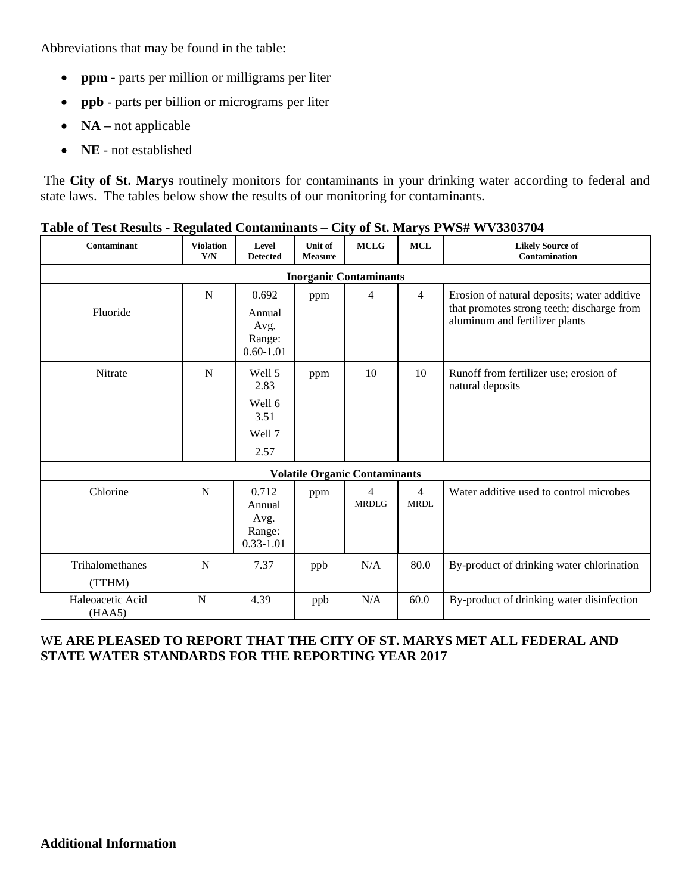Abbreviations that may be found in the table:

- **ppm** - parts per million or milligrams per liter
- **ppb** - parts per billion or micrograms per liter
- **NA –** not applicable
- **NE** - not established

The **City of St. Marys** routinely monitors for contaminants in your drinking water according to federal and state laws. The tables below show the results of our monitoring for contaminants.

**Table of Test Results - Regulated Contaminants – City of St. Marys PWS# WV3303704**

| Contaminant | Violation Y/N | Level Detected | Unit of Measure | MCLG | MCL | Likely Source of Contamination |
|---|---|---|---|---|---|---|
| **Inorganic Contaminants** | | | | | | |
| Fluoride | N | 0.692 Annual Avg. Range: 0.60-1.01 | ppm | 4 | 4 | Erosion of natural deposits; water additive that promotes strong teeth; discharge from aluminum and fertilizer plants |
| Nitrate | N | Well 5 2.83 Well 6 3.51 Well 7 2.57 | ppm | 10 | 10 | Runoff from fertilizer use; erosion of natural deposits |
| **Volatile Organic Contaminants** | | | | | | |
| Chlorine | N | 0.712 Annual Avg. Range: 0.33-1.01 | ppm | 4 MRDLG | 4 MRDL | Water additive used to control microbes |
| Trihalomethanes (TTHM) | N | 7.37 | ppb | N/A | 80.0 | By-product of drinking water chlorination |
| Haleoacetic Acid (HAA5) | N | 4.39 | ppb | N/A | 60.0 | By-product of drinking water disinfection |

**WE ARE PLEASED TO REPORT THAT THE CITY OF ST. MARYS MET ALL FEDERAL AND STATE WATER STANDARDS FOR THE REPORTING YEAR 2017**

**Additional Information**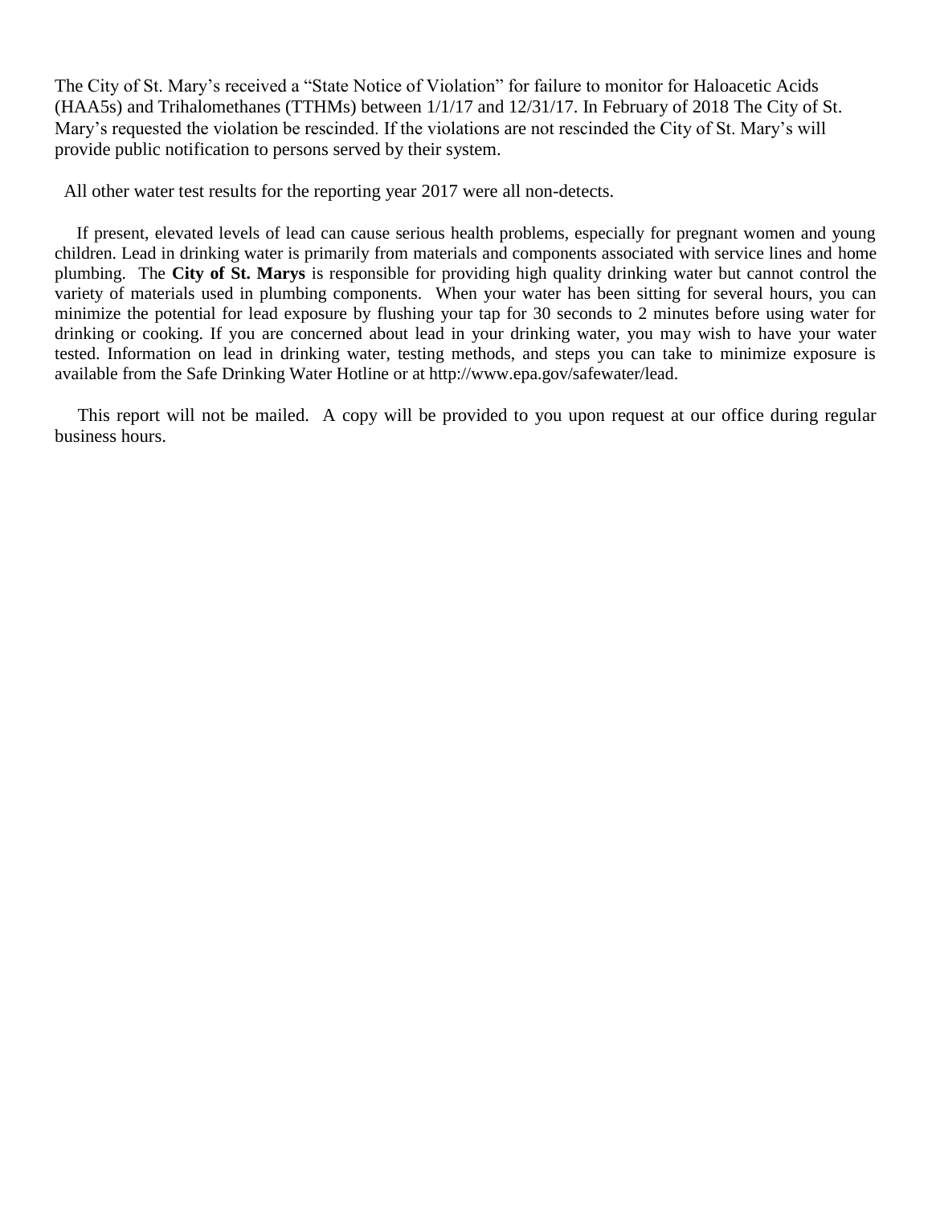The City of St. Mary's received a "State Notice of Violation" for failure to monitor for Haloacetic Acids (HAA5s) and Trihalomethanes (TTHMs) between 1/1/17 and 12/31/17. In February of 2018 The City of St. Mary's requested the violation be rescinded. If the violations are not rescinded the City of St. Mary's will provide public notification to persons served by their system.

All other water test results for the reporting year 2017 were all non-detects.

If present, elevated levels of lead can cause serious health problems, especially for pregnant women and young children. Lead in drinking water is primarily from materials and components associated with service lines and home plumbing. The **City of St. Marys** is responsible for providing high quality drinking water but cannot control the variety of materials used in plumbing components. When your water has been sitting for several hours, you can minimize the potential for lead exposure by flushing your tap for 30 seconds to 2 minutes before using water for drinking or cooking. If you are concerned about lead in your drinking water, you may wish to have your water tested. Information on lead in drinking water, testing methods, and steps you can take to minimize exposure is available from the Safe Drinking Water Hotline or at http://www.epa.gov/safewater/lead.

This report will not be mailed. A copy will be provided to you upon request at our office during regular business hours.